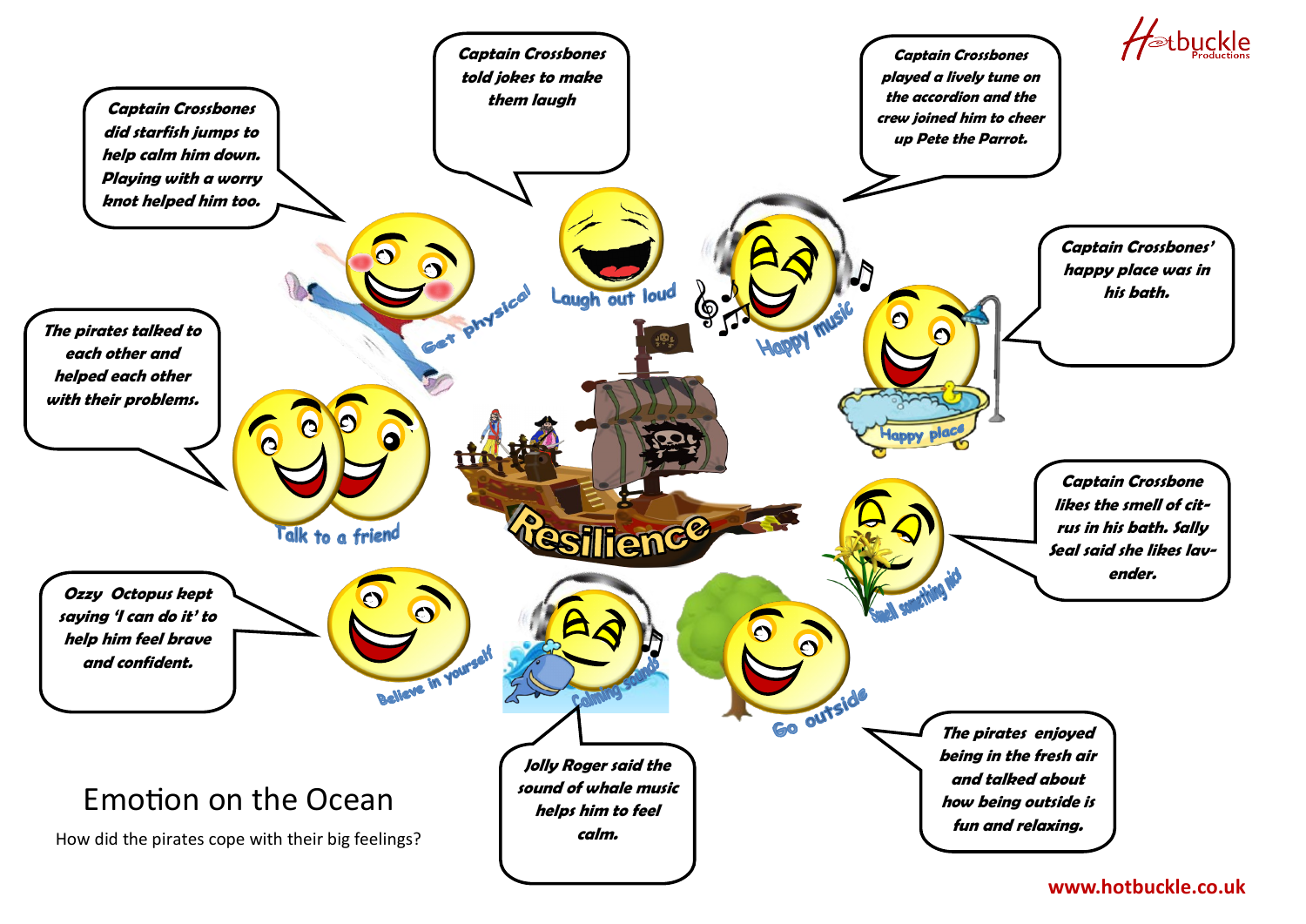# Emotion on the Ocean

How did the pirates cope with their big feelings?

## Resilience

**Get physical**

*Captain Crossbones did starfish jumps to help calm him down. Playing with a worry knot helped him too.*

**Laugh out loud**

*Captain Crossbones told jokes to make them laugh*

**Happy music**

*Captain Crossbones played a lively tune on the accordion and the crew joined him to cheer up Pete the Parrot.*

**Happy place**

*Captain Crossbones' happy place was in his bath.*

**Smell something nice**

*Captain Crossbone likes the smell of citrus in his bath. Sally Seal said she likes lavender.*

**Go outside**

*The pirates enjoyed being in the fresh air and talked about how being outside is fun and relaxing.*

**Calming sounds**

*Jolly Roger said the sound of whale music helps him to feel calm.*

**Believe in yourself**

*Ozzy Octopus kept saying 'I can do it' to help him feel brave and confident.*

**Talk to a friend**

*The pirates talked to each other and helped each other with their problems.*

Hotbuckle Productions

www.hotbuckle.co.uk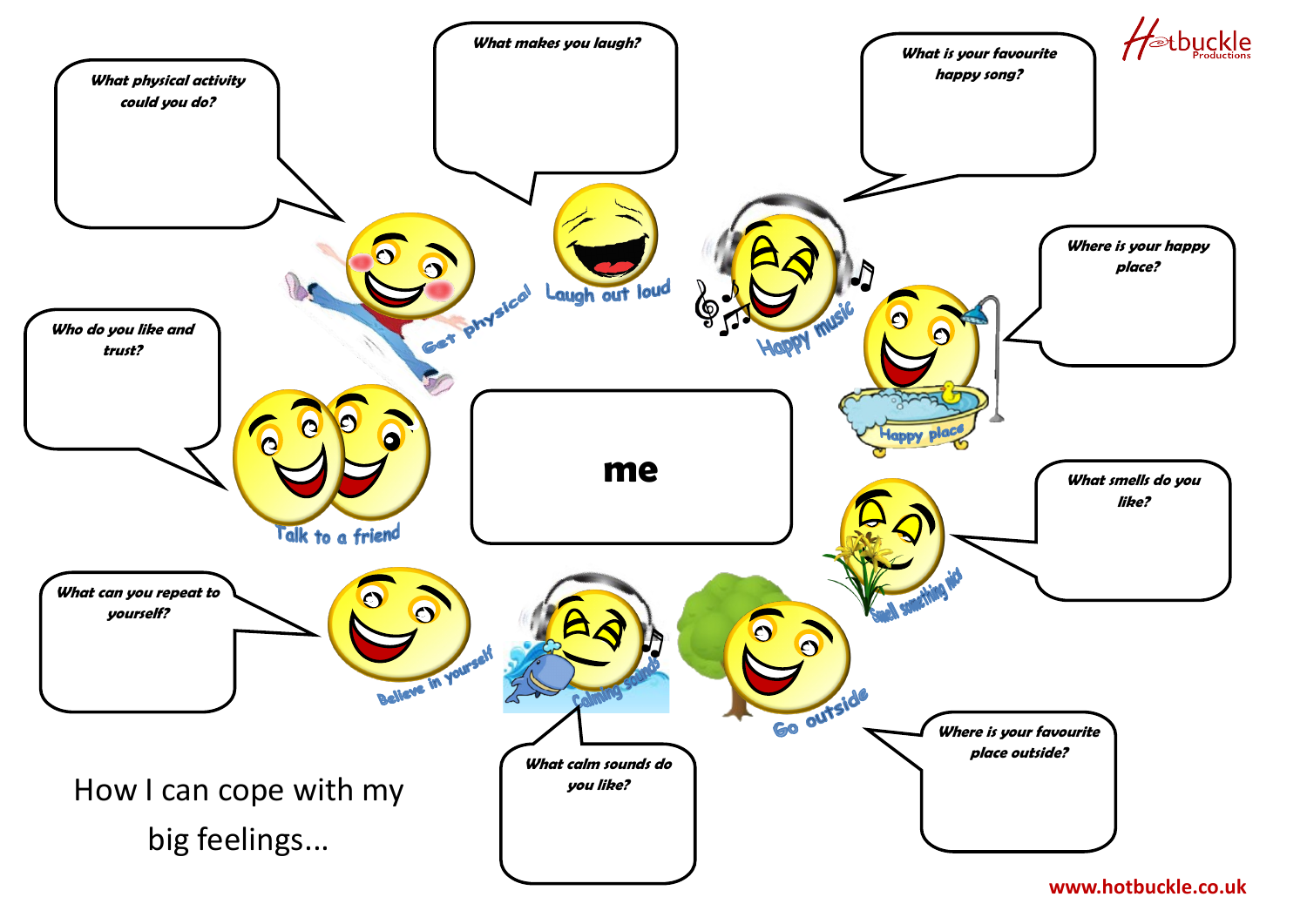Hotbuckle Productions

What physical activity could you do?

What makes you laugh?

What is your favourite happy song?

Where is your happy place?

Who do you like and trust?

Get physical

Laugh out loud

Happy music

Happy place

Talk to a friend

**me**

What smells do you like?

Smell something nice

What can you repeat to yourself?

Believe in yourself

Calming sounds

Go outside

Where is your favourite place outside?

What calm sounds do you like?

How I can cope with my big feelings…

www.hotbuckle.co.uk